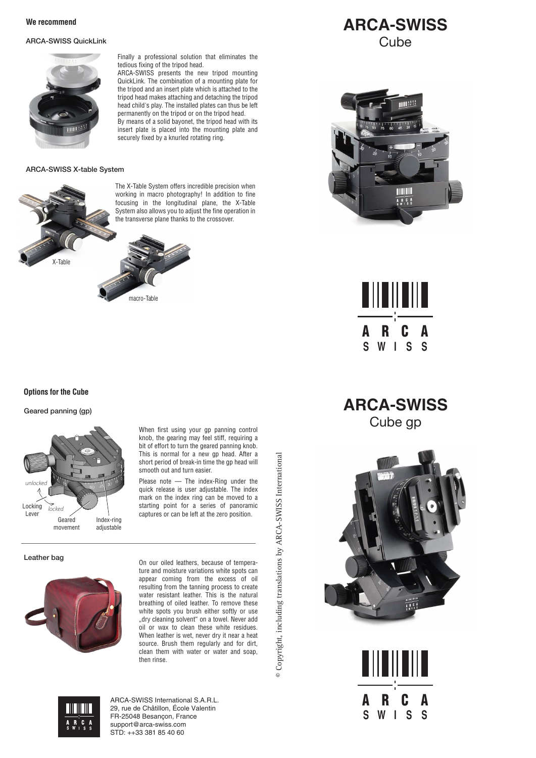## We recommend

### ARCA-SWISS QuickLink

Finally a professional solution that eliminates the tedious fixing of the tripod head.
ARCA-SWISS presents the new tripod mounting QuickLink. The combination of a mounting plate for the tripod and an insert plate which is attached to the tripod head makes attaching and detaching the tripod head child's play. The installed plates can thus be left permanently on the tripod or on the tripod head.
By means of a solid bayonet, the tripod head with its insert plate is placed into the mounting plate and securely fixed by a knurled rotating ring.

### ARCA-SWISS X-table System

The X-Table System offers incredible precision when working in macro photography! In addition to fine focusing in the longitudinal plane, the X-Table System also allows you to adjust the fine operation in the transverse plane thanks to the crossover.

X-Table

macro-Table

## Options for the Cube

### Geared panning (gp)

unlocked

Locking Lever

locked

Geared movement

Index-ring adjustable

When first using your gp panning control knob, the gearing may feel stiff, requiring a bit of effort to turn the geared panning knob. This is normal for a new gp head. After a short period of break-in time the gp head will smooth out and turn easier.

Please note — The index-Ring under the quick release is user adjustable. The index mark on the index ring can be moved to a starting point for a series of panoramic captures or can be left at the zero position.

### Leather bag

On our oiled leathers, because of temperature and moisture variations white spots can appear coming from the excess of oil resulting from the tanning process to create water resistant leather. This is the natural breathing of oiled leather. To remove these white spots you brush either softly or use „dry cleaning solvent" on a towel. Never add oil or wax to clean these white residues. When leather is wet, never dry it near a heat source. Brush them regularly and for dirt, clean them with water or water and soap, then rinse.

ARCA-SWISS International S.A.R.L.
29, rue de Châtillon, École Valentin
FR-25048 Besançon, France
support@arca-swiss.com
STD: ++33 381 85 40 60

© Copyright, including translations by ARCA-SWISS International

# ARCA-SWISS
Cube

ARCA SWISS

# ARCA-SWISS
Cube gp

ARCA SWISS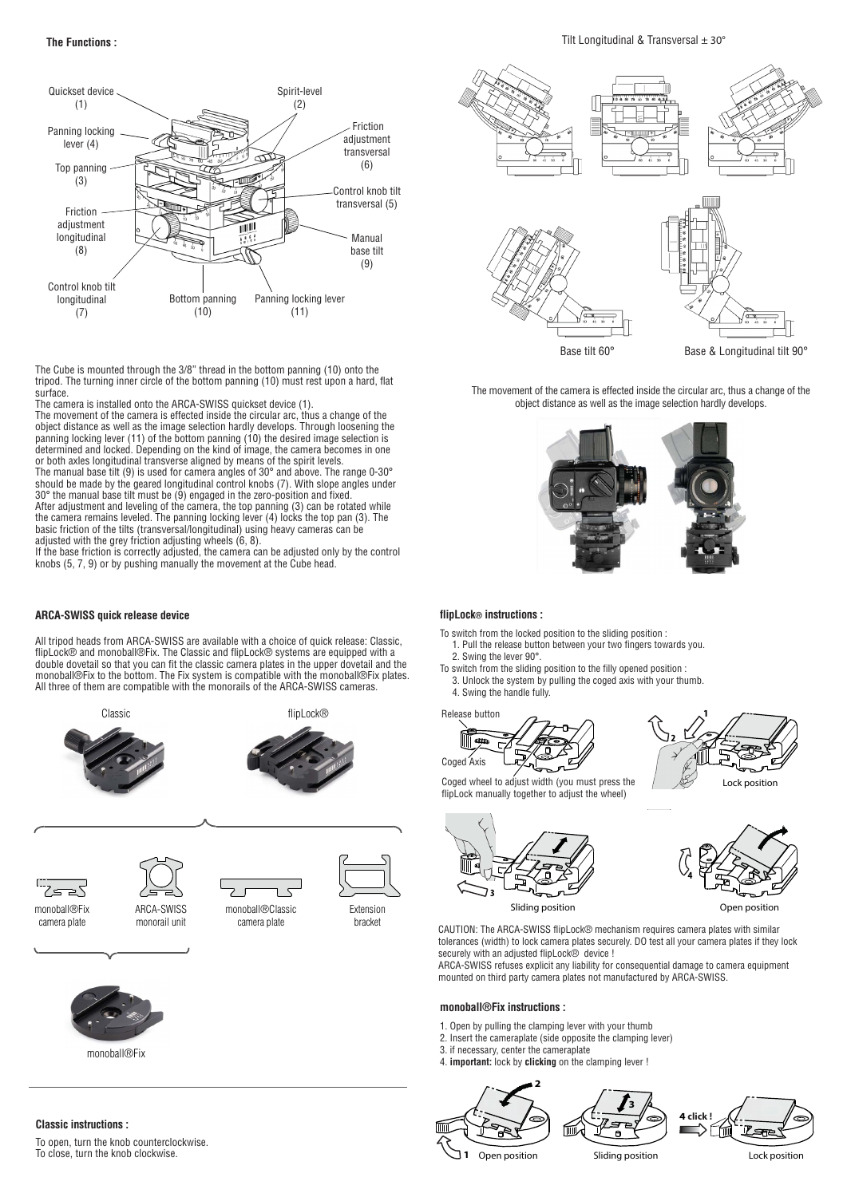## The Functions :

Quickset device (1)
Spirit-level (2)
Panning locking lever (4)
Friction adjustment transversal (6)
Top panning (3)
Control knob tilt transversal (5)
Friction adjustment longitudinal (8)
Manual base tilt (9)
Control knob tilt longitudinal (7)
Bottom panning (10)
Panning locking lever (11)

The Cube is mounted through the 3/8" thread in the bottom panning (10) onto the tripod. The turning inner circle of the bottom panning (10) must rest upon a hard, flat surface.
The camera is installed onto the ARCA-SWISS quickset device (1).
The movement of the camera is effected inside the circular arc, thus a change of the object distance as well as the image selection hardly develops. Through loosening the panning locking lever (11) of the bottom panning (10) the desired image selection is determined and locked. Depending on the kind of image, the camera becomes in one or both axles longitudinal transverse aligned by means of the spirit levels.
The manual base tilt (9) is used for camera angles of 30° and above. The range 0-30° should be made by the geared longitudinal control knobs (7). With slope angles under 30° the manual base tilt must be (9) engaged in the zero-position and fixed.
After adjustment and leveling of the camera, the top panning (3) can be rotated while the camera remains leveled. The panning locking lever (4) locks the top pan (3). The basic friction of the tilts (transversal/longitudinal) using heavy cameras can be adjusted with the grey friction adjusting wheels (6, 8).
If the base friction is correctly adjusted, the camera can be adjusted only by the control knobs (5, 7, 9) or by pushing manually the movement at the Cube head.

Tilt Longitudinal & Transversal ± 30°

Base tilt 60°

Base & Longitudinal tilt 90°

The movement of the camera is effected inside the circular arc, thus a change of the object distance as well as the image selection hardly develops.

### ARCA-SWISS quick release device

All tripod heads from ARCA-SWISS are available with a choice of quick release: Classic, flipLock® and monoball®Fix. The Classic and flipLock® systems are equipped with a double dovetail so that you can fit the classic camera plates in the upper dovetail and the monoball®Fix to the bottom. The Fix system is compatible with the monoball®Fix plates. All three of them are compatible with the monorails of the ARCA-SWISS cameras.

Classic

flipLock®

monoball®Fix camera plate

ARCA-SWISS monorail unit

monoball®Classic camera plate

Extension bracket

monoball®Fix

### Classic instructions :

To open, turn the knob counterclockwise.
To close, turn the knob clockwise.

### flipLock® instructions :

To switch from the locked position to the sliding position :

1. Pull the release button between your two fingers towards you.
2. Swing the lever 90°.

To switch from the sliding position to the filly opened position :

3. Unlock the system by pulling the coged axis with your thumb.
4. Swing the handle fully.

Release button

Coged Axis

Coged wheel to adjust width (you must press the flipLock manually together to adjust the wheel)

Lock position

Sliding position

Open position

CAUTION: The ARCA-SWISS flipLock® mechanism requires camera plates with similar tolerances (width) to lock camera plates securely. DO test all your camera plates if they lock securely with an adjusted flipLock® device !
ARCA-SWISS refuses explicit any liability for consequential damage to camera equipment mounted on third party camera plates not manufactured by ARCA-SWISS.

### monoball®Fix instructions :

1. Open by pulling the clamping lever with your thumb
2. Insert the cameraplate (side opposite the clamping lever)
3. if necessary, center the cameraplate
4. **important:** lock by **clicking** on the clamping lever !

Open position

Sliding position

4 click !

Lock position